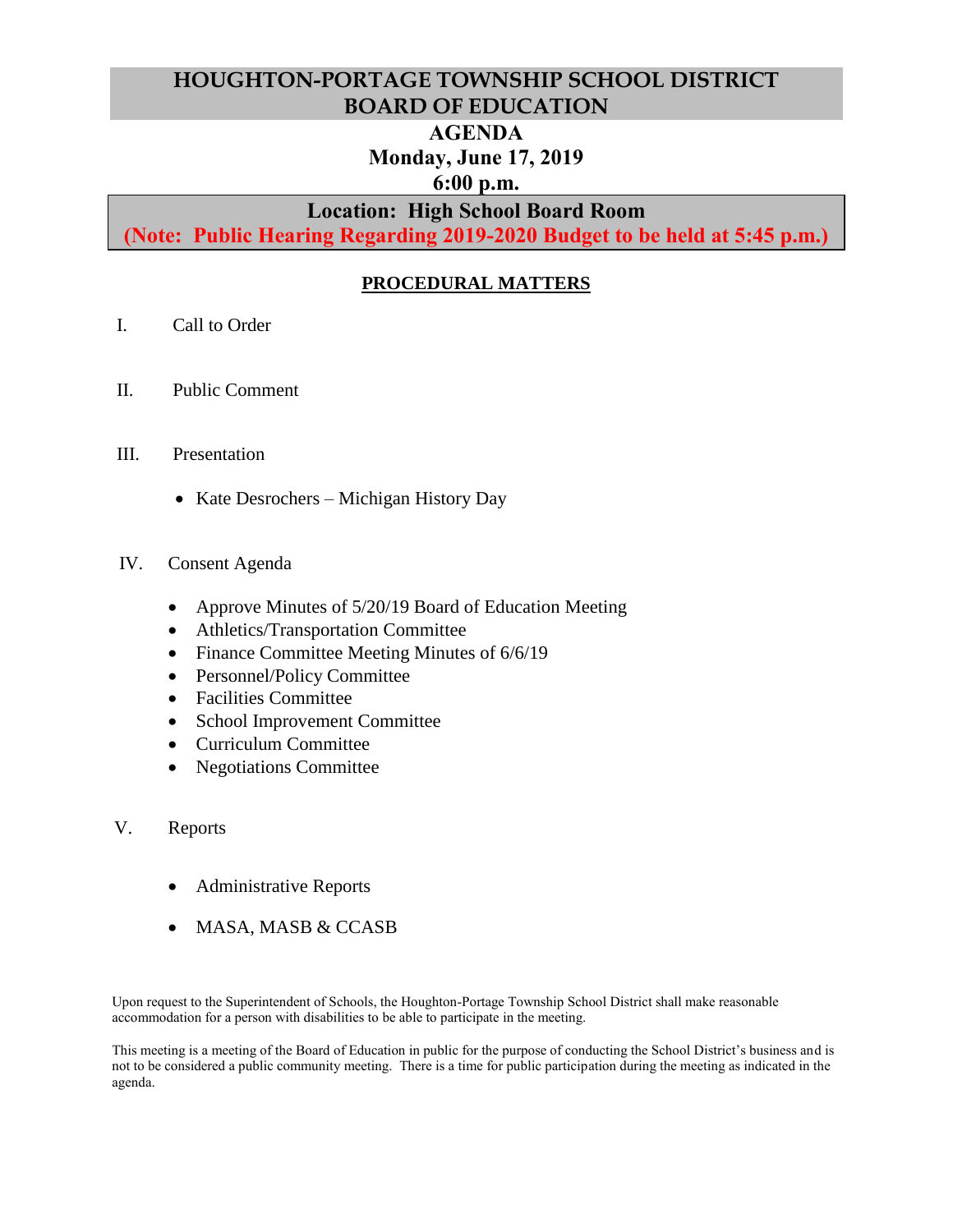# HOUGHTON-PORTAGE TOWNSHIP SCHOOL DISTRICT
# BOARD OF EDUCATION

## AGENDA
## Monday, June 17, 2019
## 6:00 p.m.

**Location: High School Board Room**

**(Note: Public Hearing Regarding 2019-2020 Budget to be held at 5:45 p.m.)**

## PROCEDURAL MATTERS

I. Call to Order

II. Public Comment

III. Presentation

- Kate Desrochers – Michigan History Day

IV. Consent Agenda

- Approve Minutes of 5/20/19 Board of Education Meeting
- Athletics/Transportation Committee
- Finance Committee Meeting Minutes of 6/6/19
- Personnel/Policy Committee
- Facilities Committee
- School Improvement Committee
- Curriculum Committee
- Negotiations Committee

V. Reports

- Administrative Reports
- MASA, MASB & CCASB

Upon request to the Superintendent of Schools, the Houghton-Portage Township School District shall make reasonable accommodation for a person with disabilities to be able to participate in the meeting.

This meeting is a meeting of the Board of Education in public for the purpose of conducting the School District's business and is not to be considered a public community meeting. There is a time for public participation during the meeting as indicated in the agenda.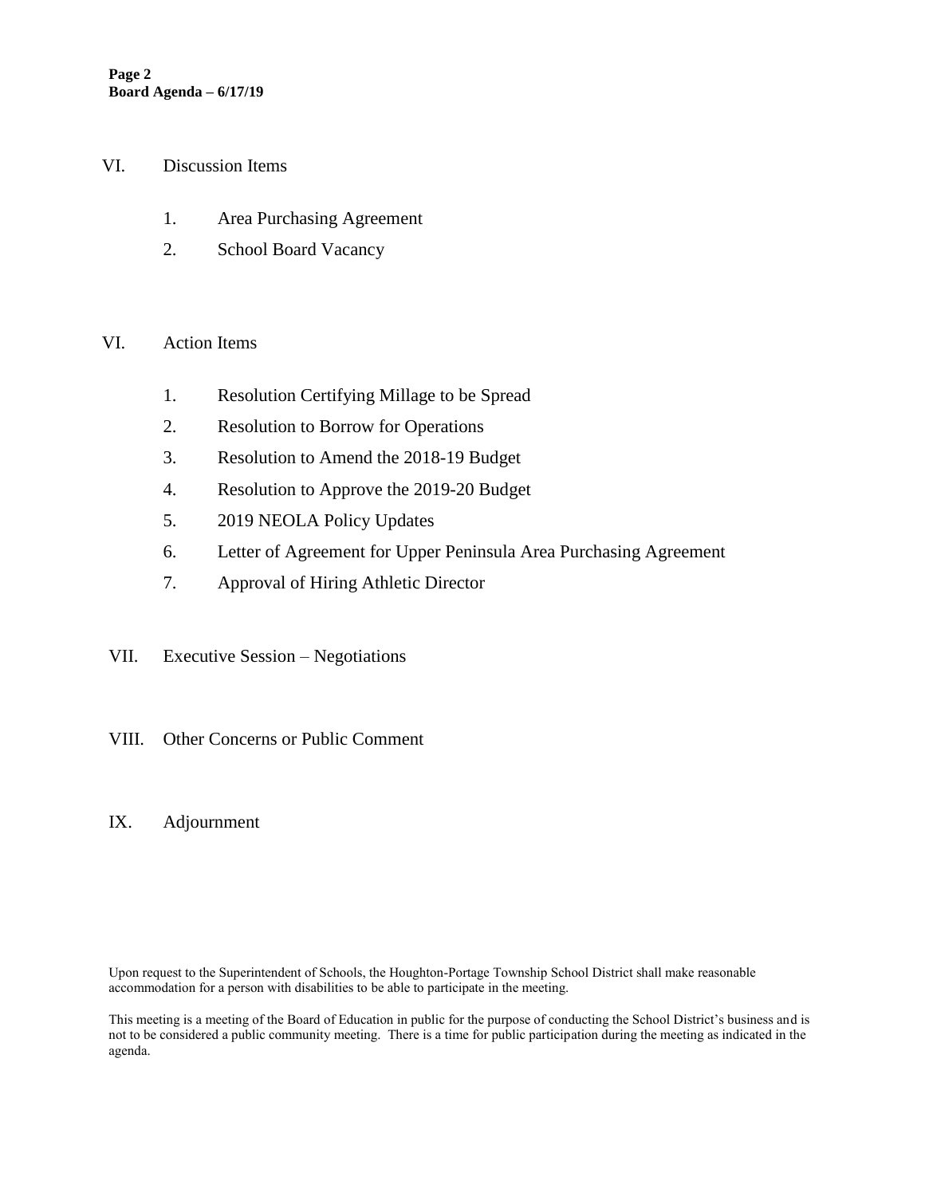VI. Discussion Items

1. Area Purchasing Agreement
2. School Board Vacancy

VI. Action Items

1. Resolution Certifying Millage to be Spread
2. Resolution to Borrow for Operations
3. Resolution to Amend the 2018-19 Budget
4. Resolution to Approve the 2019-20 Budget
5. 2019 NEOLA Policy Updates
6. Letter of Agreement for Upper Peninsula Area Purchasing Agreement
7. Approval of Hiring Athletic Director

VII. Executive Session – Negotiations

VIII. Other Concerns or Public Comment

IX. Adjournment

Upon request to the Superintendent of Schools, the Houghton-Portage Township School District shall make reasonable accommodation for a person with disabilities to be able to participate in the meeting.

This meeting is a meeting of the Board of Education in public for the purpose of conducting the School District's business and is not to be considered a public community meeting. There is a time for public participation during the meeting as indicated in the agenda.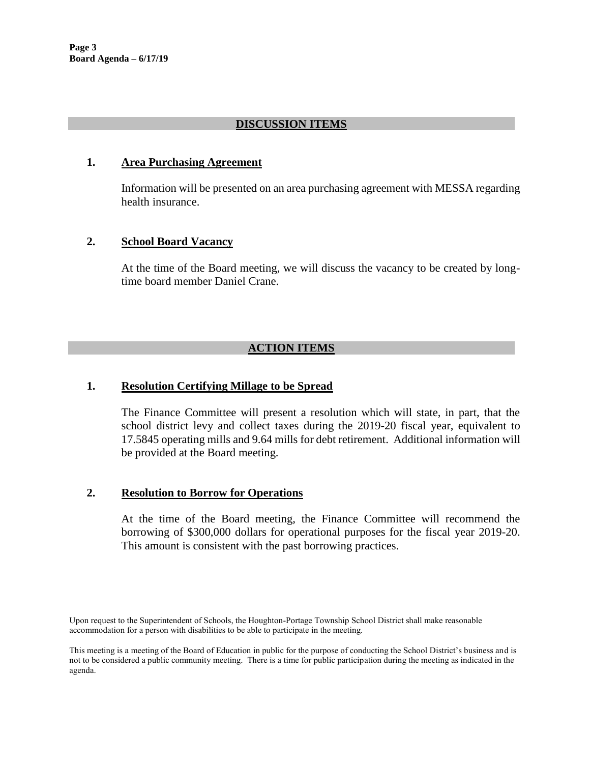## DISCUSSION ITEMS

### 1. Area Purchasing Agreement

Information will be presented on an area purchasing agreement with MESSA regarding health insurance.

### 2. School Board Vacancy

At the time of the Board meeting, we will discuss the vacancy to be created by long-time board member Daniel Crane.

## ACTION ITEMS

### 1. Resolution Certifying Millage to be Spread

The Finance Committee will present a resolution which will state, in part, that the school district levy and collect taxes during the 2019-20 fiscal year, equivalent to 17.5845 operating mills and 9.64 mills for debt retirement. Additional information will be provided at the Board meeting.

### 2. Resolution to Borrow for Operations

At the time of the Board meeting, the Finance Committee will recommend the borrowing of $300,000 dollars for operational purposes for the fiscal year 2019-20. This amount is consistent with the past borrowing practices.

Upon request to the Superintendent of Schools, the Houghton-Portage Township School District shall make reasonable accommodation for a person with disabilities to be able to participate in the meeting.

This meeting is a meeting of the Board of Education in public for the purpose of conducting the School District's business and is not to be considered a public community meeting. There is a time for public participation during the meeting as indicated in the agenda.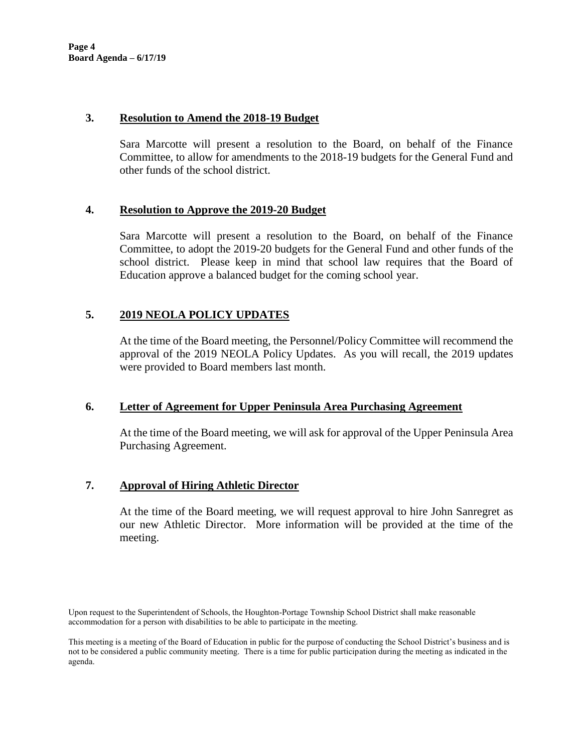**3. Resolution to Amend the 2018-19 Budget**

Sara Marcotte will present a resolution to the Board, on behalf of the Finance Committee, to allow for amendments to the 2018-19 budgets for the General Fund and other funds of the school district.

**4. Resolution to Approve the 2019-20 Budget**

Sara Marcotte will present a resolution to the Board, on behalf of the Finance Committee, to adopt the 2019-20 budgets for the General Fund and other funds of the school district. Please keep in mind that school law requires that the Board of Education approve a balanced budget for the coming school year.

**5. 2019 NEOLA POLICY UPDATES**

At the time of the Board meeting, the Personnel/Policy Committee will recommend the approval of the 2019 NEOLA Policy Updates. As you will recall, the 2019 updates were provided to Board members last month.

**6. Letter of Agreement for Upper Peninsula Area Purchasing Agreement**

At the time of the Board meeting, we will ask for approval of the Upper Peninsula Area Purchasing Agreement.

**7. Approval of Hiring Athletic Director**

At the time of the Board meeting, we will request approval to hire John Sanregret as our new Athletic Director. More information will be provided at the time of the meeting.

Upon request to the Superintendent of Schools, the Houghton-Portage Township School District shall make reasonable accommodation for a person with disabilities to be able to participate in the meeting.

This meeting is a meeting of the Board of Education in public for the purpose of conducting the School District's business and is not to be considered a public community meeting. There is a time for public participation during the meeting as indicated in the agenda.